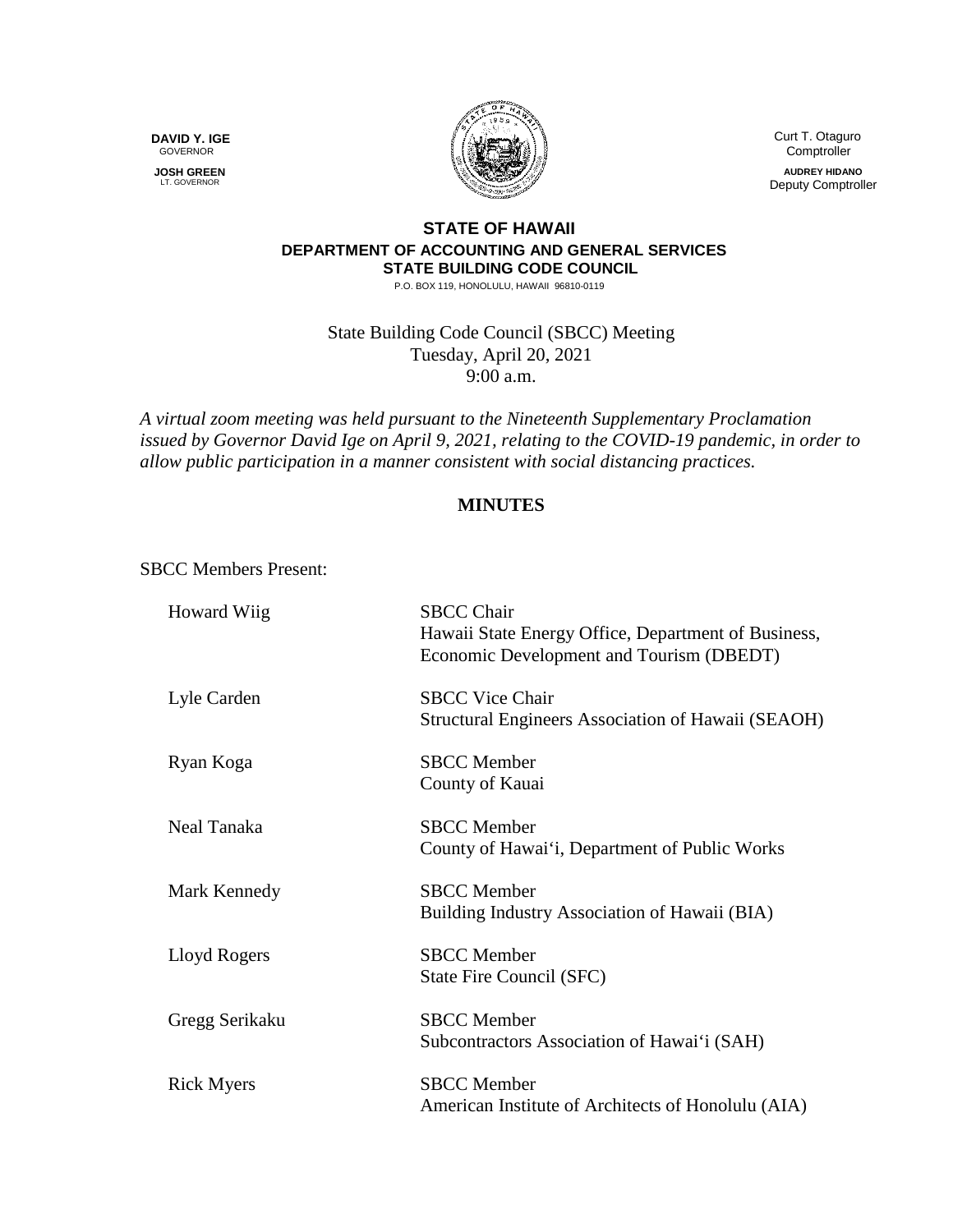**DAVID Y. IGE**
GOVERNOR

**JOSH GREEN**
LT. GOVERNOR

Curt T. Otaguro
Comptroller

**AUDREY HIDANO**
Deputy Comptroller

**STATE OF HAWAII**
**DEPARTMENT OF ACCOUNTING AND GENERAL SERVICES**
**STATE BUILDING CODE COUNCIL**
P.O. BOX 119, HONOLULU, HAWAII 96810-0119

State Building Code Council (SBCC) Meeting
Tuesday, April 20, 2021
9:00 a.m.

*A virtual zoom meeting was held pursuant to the Nineteenth Supplementary Proclamation issued by Governor David Ige on April 9, 2021, relating to the COVID-19 pandemic, in order to allow public participation in a manner consistent with social distancing practices.*

## MINUTES

SBCC Members Present:

| | |
|---|---|
| Howard Wiig | SBCC Chair<br>Hawaii State Energy Office, Department of Business, Economic Development and Tourism (DBEDT) |
| Lyle Carden | SBCC Vice Chair<br>Structural Engineers Association of Hawaii (SEAOH) |
| Ryan Koga | SBCC Member<br>County of Kauai |
| Neal Tanaka | SBCC Member<br>County of Hawai'i, Department of Public Works |
| Mark Kennedy | SBCC Member<br>Building Industry Association of Hawaii (BIA) |
| Lloyd Rogers | SBCC Member<br>State Fire Council (SFC) |
| Gregg Serikaku | SBCC Member<br>Subcontractors Association of Hawai'i (SAH) |
| Rick Myers | SBCC Member<br>American Institute of Architects of Honolulu (AIA) |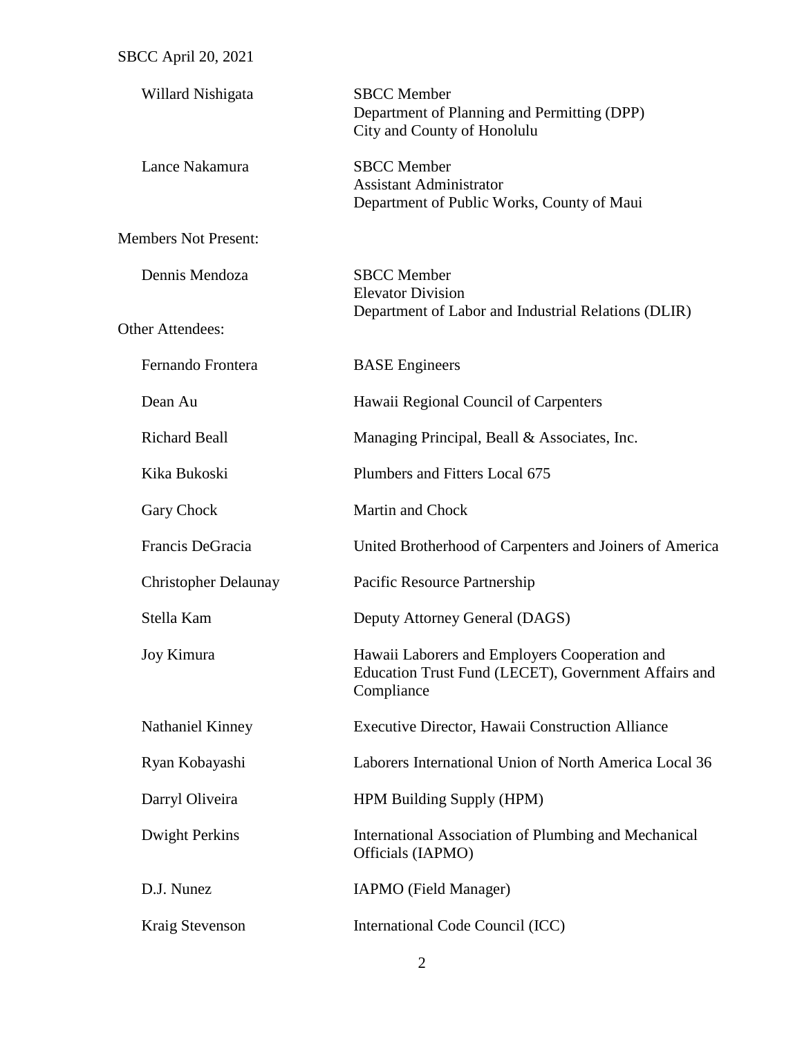| | |
|---|---|
| Willard Nishigata | SBCC Member<br>Department of Planning and Permitting (DPP)<br>City and County of Honolulu |
| Lance Nakamura | SBCC Member<br>Assistant Administrator<br>Department of Public Works, County of Maui |

Members Not Present:

| | |
|---|---|
| Dennis Mendoza | SBCC Member<br>Elevator Division<br>Department of Labor and Industrial Relations (DLIR) |

Other Attendees:

| | |
|---|---|
| Fernando Frontera | BASE Engineers |
| Dean Au | Hawaii Regional Council of Carpenters |
| Richard Beall | Managing Principal, Beall & Associates, Inc. |
| Kika Bukoski | Plumbers and Fitters Local 675 |
| Gary Chock | Martin and Chock |
| Francis DeGracia | United Brotherhood of Carpenters and Joiners of America |
| Christopher Delaunay | Pacific Resource Partnership |
| Stella Kam | Deputy Attorney General (DAGS) |
| Joy Kimura | Hawaii Laborers and Employers Cooperation and Education Trust Fund (LECET), Government Affairs and Compliance |
| Nathaniel Kinney | Executive Director, Hawaii Construction Alliance |
| Ryan Kobayashi | Laborers International Union of North America Local 36 |
| Darryl Oliveira | HPM Building Supply (HPM) |
| Dwight Perkins | International Association of Plumbing and Mechanical Officials (IAPMO) |
| D.J. Nunez | IAPMO (Field Manager) |
| Kraig Stevenson | International Code Council (ICC) |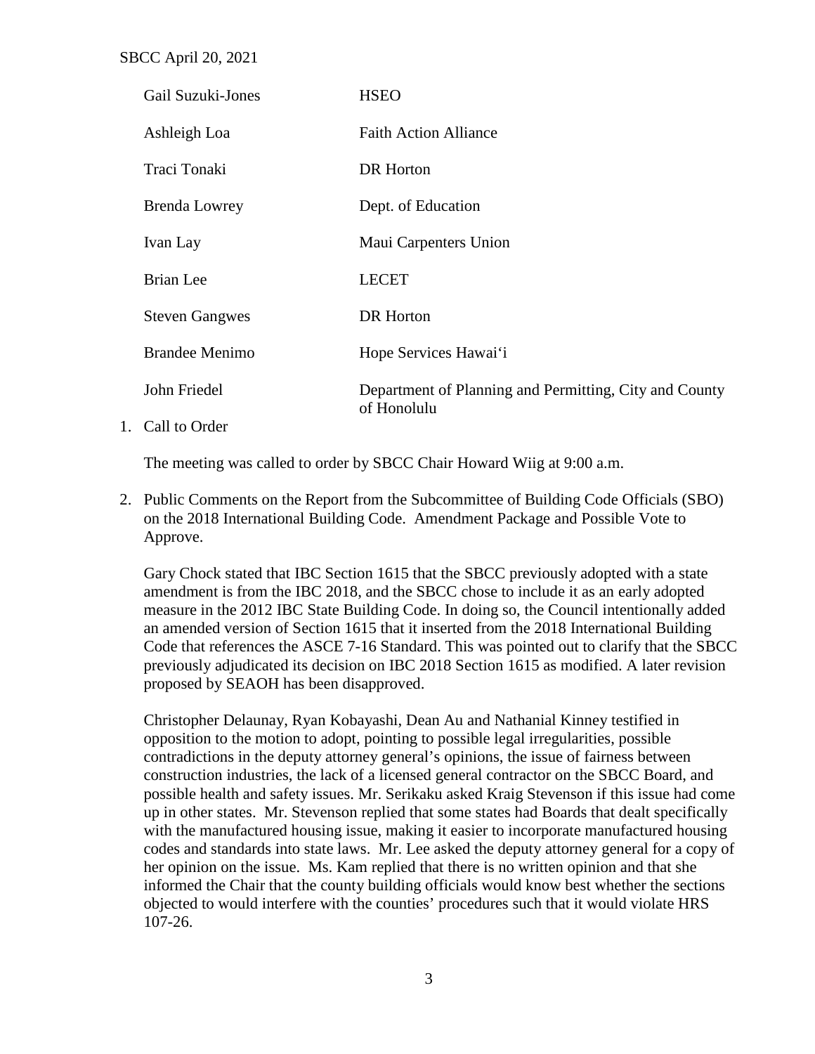| | |
|---|---|
| Gail Suzuki-Jones | HSEO |
| Ashleigh Loa | Faith Action Alliance |
| Traci Tonaki | DR Horton |
| Brenda Lowrey | Dept. of Education |
| Ivan Lay | Maui Carpenters Union |
| Brian Lee | LECET |
| Steven Gangwes | DR Horton |
| Brandee Menimo | Hope Services Hawai'i |
| John Friedel | Department of Planning and Permitting, City and County of Honolulu |

1. Call to Order

   The meeting was called to order by SBCC Chair Howard Wiig at 9:00 a.m.

2. Public Comments on the Report from the Subcommittee of Building Code Officials (SBO) on the 2018 International Building Code. Amendment Package and Possible Vote to Approve.

   Gary Chock stated that IBC Section 1615 that the SBCC previously adopted with a state amendment is from the IBC 2018, and the SBCC chose to include it as an early adopted measure in the 2012 IBC State Building Code. In doing so, the Council intentionally added an amended version of Section 1615 that it inserted from the 2018 International Building Code that references the ASCE 7-16 Standard. This was pointed out to clarify that the SBCC previously adjudicated its decision on IBC 2018 Section 1615 as modified. A later revision proposed by SEAOH has been disapproved.

   Christopher Delaunay, Ryan Kobayashi, Dean Au and Nathanial Kinney testified in opposition to the motion to adopt, pointing to possible legal irregularities, possible contradictions in the deputy attorney general's opinions, the issue of fairness between construction industries, the lack of a licensed general contractor on the SBCC Board, and possible health and safety issues. Mr. Serikaku asked Kraig Stevenson if this issue had come up in other states. Mr. Stevenson replied that some states had Boards that dealt specifically with the manufactured housing issue, making it easier to incorporate manufactured housing codes and standards into state laws. Mr. Lee asked the deputy attorney general for a copy of her opinion on the issue. Ms. Kam replied that there is no written opinion and that she informed the Chair that the county building officials would know best whether the sections objected to would interfere with the counties' procedures such that it would violate HRS 107-26.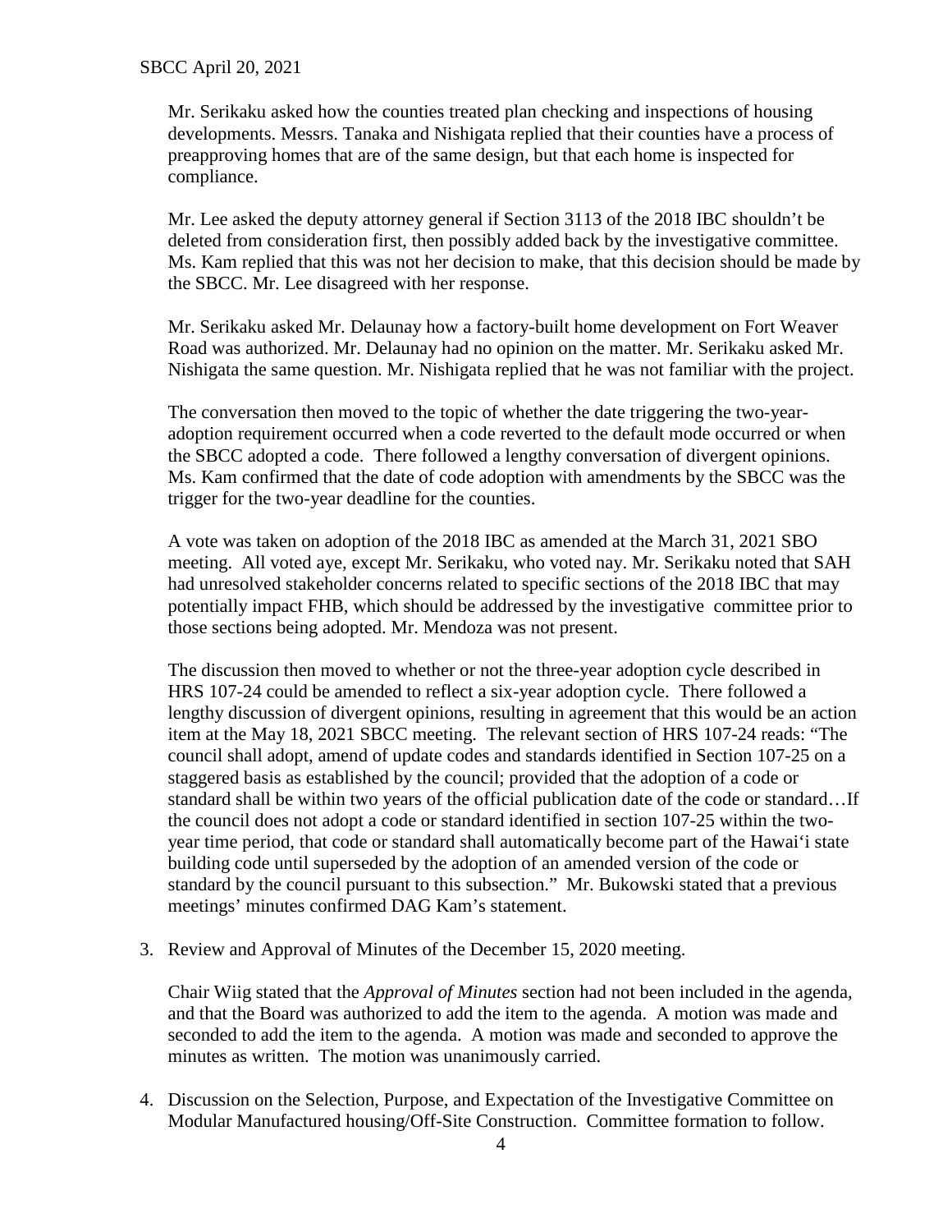Mr. Serikaku asked how the counties treated plan checking and inspections of housing developments. Messrs. Tanaka and Nishigata replied that their counties have a process of preapproving homes that are of the same design, but that each home is inspected for compliance.

Mr. Lee asked the deputy attorney general if Section 3113 of the 2018 IBC shouldn't be deleted from consideration first, then possibly added back by the investigative committee. Ms. Kam replied that this was not her decision to make, that this decision should be made by the SBCC. Mr. Lee disagreed with her response.

Mr. Serikaku asked Mr. Delaunay how a factory-built home development on Fort Weaver Road was authorized. Mr. Delaunay had no opinion on the matter. Mr. Serikaku asked Mr. Nishigata the same question. Mr. Nishigata replied that he was not familiar with the project.

The conversation then moved to the topic of whether the date triggering the two-year-adoption requirement occurred when a code reverted to the default mode occurred or when the SBCC adopted a code. There followed a lengthy conversation of divergent opinions. Ms. Kam confirmed that the date of code adoption with amendments by the SBCC was the trigger for the two-year deadline for the counties.

A vote was taken on adoption of the 2018 IBC as amended at the March 31, 2021 SBO meeting. All voted aye, except Mr. Serikaku, who voted nay. Mr. Serikaku noted that SAH had unresolved stakeholder concerns related to specific sections of the 2018 IBC that may potentially impact FHB, which should be addressed by the investigative committee prior to those sections being adopted. Mr. Mendoza was not present.

The discussion then moved to whether or not the three-year adoption cycle described in HRS 107-24 could be amended to reflect a six-year adoption cycle. There followed a lengthy discussion of divergent opinions, resulting in agreement that this would be an action item at the May 18, 2021 SBCC meeting. The relevant section of HRS 107-24 reads: "The council shall adopt, amend of update codes and standards identified in Section 107-25 on a staggered basis as established by the council; provided that the adoption of a code or standard shall be within two years of the official publication date of the code or standard…If the council does not adopt a code or standard identified in section 107-25 within the two-year time period, that code or standard shall automatically become part of the Hawai'i state building code until superseded by the adoption of an amended version of the code or standard by the council pursuant to this subsection." Mr. Bukowski stated that a previous meetings' minutes confirmed DAG Kam's statement.

3. Review and Approval of Minutes of the December 15, 2020 meeting.

   Chair Wiig stated that the *Approval of Minutes* section had not been included in the agenda, and that the Board was authorized to add the item to the agenda. A motion was made and seconded to add the item to the agenda. A motion was made and seconded to approve the minutes as written. The motion was unanimously carried.

4. Discussion on the Selection, Purpose, and Expectation of the Investigative Committee on Modular Manufactured housing/Off-Site Construction. Committee formation to follow.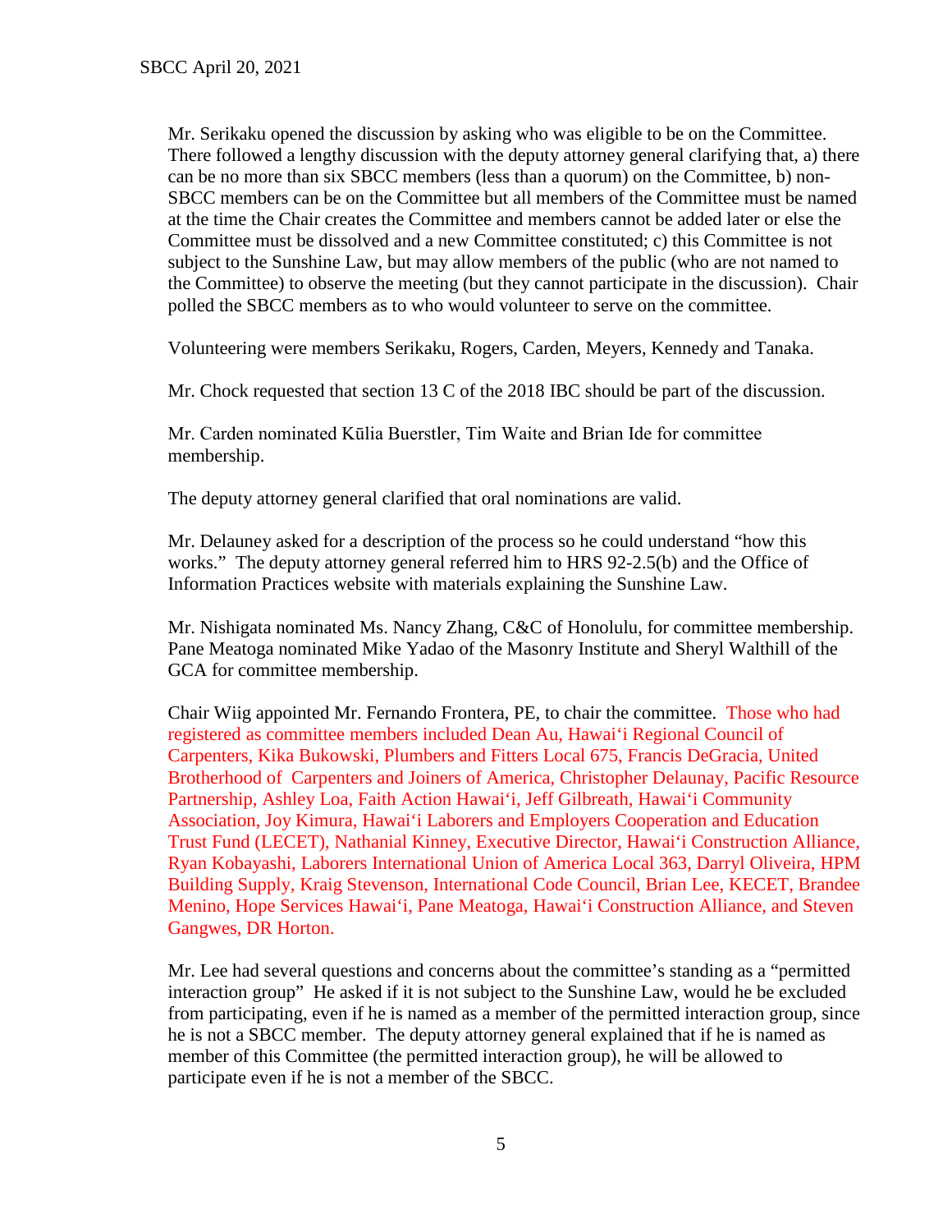Mr. Serikaku opened the discussion by asking who was eligible to be on the Committee. There followed a lengthy discussion with the deputy attorney general clarifying that, a) there can be no more than six SBCC members (less than a quorum) on the Committee, b) non-SBCC members can be on the Committee but all members of the Committee must be named at the time the Chair creates the Committee and members cannot be added later or else the Committee must be dissolved and a new Committee constituted; c) this Committee is not subject to the Sunshine Law, but may allow members of the public (who are not named to the Committee) to observe the meeting (but they cannot participate in the discussion). Chair polled the SBCC members as to who would volunteer to serve on the committee.

Volunteering were members Serikaku, Rogers, Carden, Meyers, Kennedy and Tanaka.

Mr. Chock requested that section 13 C of the 2018 IBC should be part of the discussion.

Mr. Carden nominated Kūlia Buerstler, Tim Waite and Brian Ide for committee membership.

The deputy attorney general clarified that oral nominations are valid.

Mr. Delauney asked for a description of the process so he could understand "how this works." The deputy attorney general referred him to HRS 92-2.5(b) and the Office of Information Practices website with materials explaining the Sunshine Law.

Mr. Nishigata nominated Ms. Nancy Zhang, C&C of Honolulu, for committee membership. Pane Meatoga nominated Mike Yadao of the Masonry Institute and Sheryl Walthill of the GCA for committee membership.

Chair Wiig appointed Mr. Fernando Frontera, PE, to chair the committee. Those who had registered as committee members included Dean Au, Hawaiʻi Regional Council of Carpenters, Kika Bukowski, Plumbers and Fitters Local 675, Francis DeGracia, United Brotherhood of Carpenters and Joiners of America, Christopher Delaunay, Pacific Resource Partnership, Ashley Loa, Faith Action Hawaiʻi, Jeff Gilbreath, Hawaiʻi Community Association, Joy Kimura, Hawaiʻi Laborers and Employers Cooperation and Education Trust Fund (LECET), Nathanial Kinney, Executive Director, Hawaiʻi Construction Alliance, Ryan Kobayashi, Laborers International Union of America Local 363, Darryl Oliveira, HPM Building Supply, Kraig Stevenson, International Code Council, Brian Lee, KECET, Brandee Menino, Hope Services Hawaiʻi, Pane Meatoga, Hawaiʻi Construction Alliance, and Steven Gangwes, DR Horton.

Mr. Lee had several questions and concerns about the committee's standing as a "permitted interaction group" He asked if it is not subject to the Sunshine Law, would he be excluded from participating, even if he is named as a member of the permitted interaction group, since he is not a SBCC member. The deputy attorney general explained that if he is named as member of this Committee (the permitted interaction group), he will be allowed to participate even if he is not a member of the SBCC.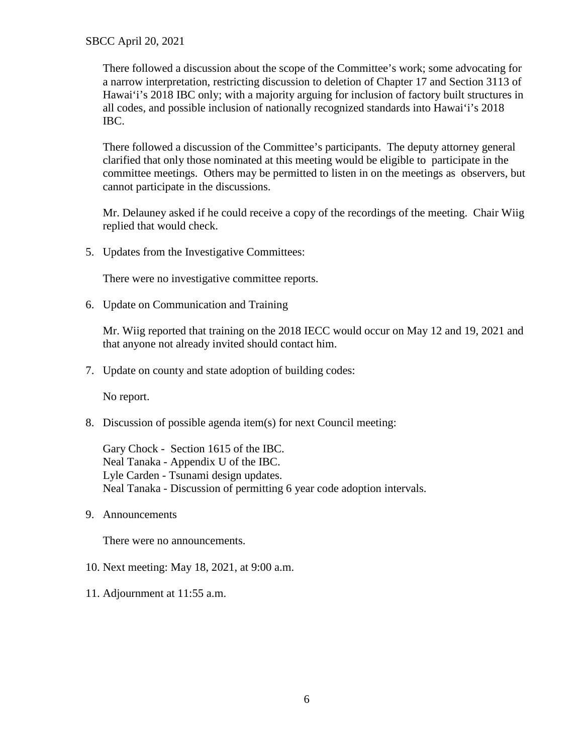There followed a discussion about the scope of the Committee's work; some advocating for a narrow interpretation, restricting discussion to deletion of Chapter 17 and Section 3113 of Hawai'i's 2018 IBC only; with a majority arguing for inclusion of factory built structures in all codes, and possible inclusion of nationally recognized standards into Hawai'i's 2018 IBC.

There followed a discussion of the Committee's participants. The deputy attorney general clarified that only those nominated at this meeting would be eligible to participate in the committee meetings. Others may be permitted to listen in on the meetings as observers, but cannot participate in the discussions.

Mr. Delauney asked if he could receive a copy of the recordings of the meeting. Chair Wiig replied that would check.

5. Updates from the Investigative Committees:

   There were no investigative committee reports.

6. Update on Communication and Training

   Mr. Wiig reported that training on the 2018 IECC would occur on May 12 and 19, 2021 and that anyone not already invited should contact him.

7. Update on county and state adoption of building codes:

   No report.

8. Discussion of possible agenda item(s) for next Council meeting:

   Gary Chock - Section 1615 of the IBC.
   Neal Tanaka - Appendix U of the IBC.
   Lyle Carden - Tsunami design updates.
   Neal Tanaka - Discussion of permitting 6 year code adoption intervals.

9. Announcements

   There were no announcements.

10. Next meeting: May 18, 2021, at 9:00 a.m.

11. Adjournment at 11:55 a.m.